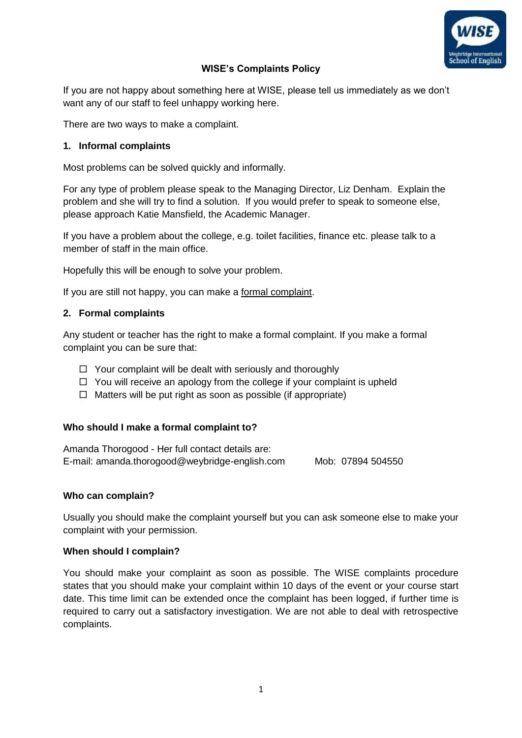# WISE's Complaints Policy

If you are not happy about something here at WISE, please tell us immediately as we don't want any of our staff to feel unhappy working here.

There are two ways to make a complaint.

## 1. Informal complaints

Most problems can be solved quickly and informally.

For any type of problem please speak to the Managing Director, Liz Denham. Explain the problem and she will try to find a solution. If you would prefer to speak to someone else, please approach Katie Mansfield, the Academic Manager.

If you have a problem about the college, e.g. toilet facilities, finance etc. please talk to a member of staff in the main office.

Hopefully this will be enough to solve your problem.

If you are still not happy, you can make a formal complaint.

## 2. Formal complaints

Any student or teacher has the right to make a formal complaint. If you make a formal complaint you can be sure that:

- Your complaint will be dealt with seriously and thoroughly
- You will receive an apology from the college if your complaint is upheld
- Matters will be put right as soon as possible (if appropriate)

### Who should I make a formal complaint to?

Amanda Thorogood - Her full contact details are:
E-mail: amanda.thorogood@weybridge-english.com Mob: 07894 504550

### Who can complain?

Usually you should make the complaint yourself but you can ask someone else to make your complaint with your permission.

### When should I complain?

You should make your complaint as soon as possible. The WISE complaints procedure states that you should make your complaint within 10 days of the event or your course start date. This time limit can be extended once the complaint has been logged, if further time is required to carry out a satisfactory investigation. We are not able to deal with retrospective complaints.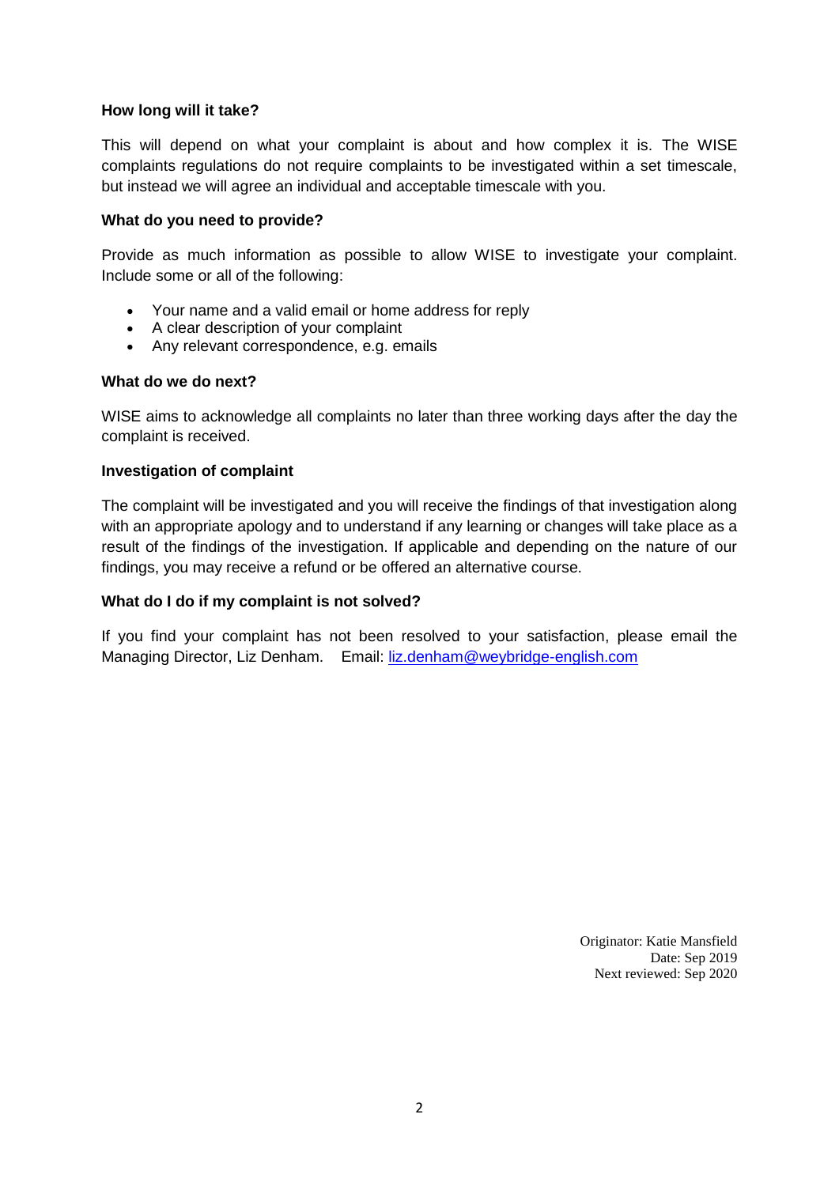**How long will it take?**

This will depend on what your complaint is about and how complex it is. The WISE complaints regulations do not require complaints to be investigated within a set timescale, but instead we will agree an individual and acceptable timescale with you.

**What do you need to provide?**

Provide as much information as possible to allow WISE to investigate your complaint. Include some or all of the following:

- Your name and a valid email or home address for reply
- A clear description of your complaint
- Any relevant correspondence, e.g. emails

**What do we do next?**

WISE aims to acknowledge all complaints no later than three working days after the day the complaint is received.

**Investigation of complaint**

The complaint will be investigated and you will receive the findings of that investigation along with an appropriate apology and to understand if any learning or changes will take place as a result of the findings of the investigation. If applicable and depending on the nature of our findings, you may receive a refund or be offered an alternative course.

**What do I do if my complaint is not solved?**

If you find your complaint has not been resolved to your satisfaction, please email the Managing Director, Liz Denham. Email: liz.denham@weybridge-english.com

Originator: Katie Mansfield
Date: Sep 2019
Next reviewed: Sep 2020